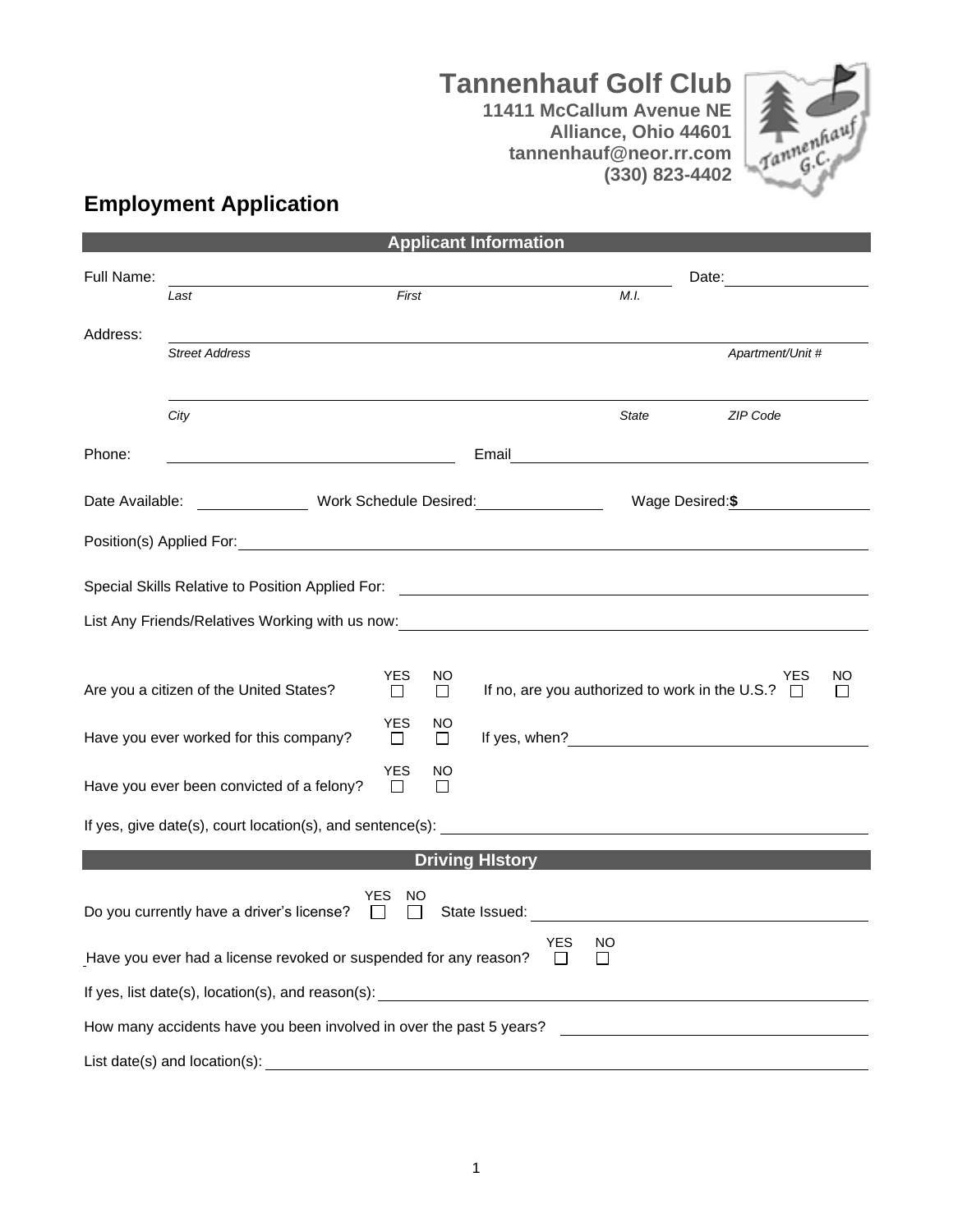# Tannenhauf Golf Club

**11411 McCallum Avenue NE**
**Alliance, Ohio 44601**
**tannenhauf@neor.rr.com**
**(330) 823-4402**

## Employment Application

### Applicant Information

Full Name: ______________________________________________ Date: ______________

*Last* *First* *M.I.*

Address: ______________________________________________________________

*Street Address* *Apartment/Unit #*

______________________________________________________________

*City* *State* *ZIP Code*

Phone: ____________________ Email ______________________________

Date Available: __________ Work Schedule Desired: __________ Wage Desired: **$** __________

Position(s) Applied For: ______________________________________________

Special Skills Relative to Position Applied For: ______________________________

List Any Friends/Relatives Working with us now: ______________________________

Are you a citizen of the United States? YES ☐ NO ☐ If no, are you authorized to work in the U.S.? YES ☐ NO ☐

Have you ever worked for this company? YES ☐ NO ☐ If yes, when? ______________________

Have you ever been convicted of a felony? YES ☐ NO ☐

If yes, give date(s), court location(s), and sentence(s): ______________________________

### Driving HIstory

Do you currently have a driver's license? YES ☐ NO ☐ State Issued: ______________________

Have you ever had a license revoked or suspended for any reason? YES ☐ NO ☐

If yes, list date(s), location(s), and reason(s): ______________________________

How many accidents have you been involved in over the past 5 years? ______________________

List date(s) and location(s): ______________________________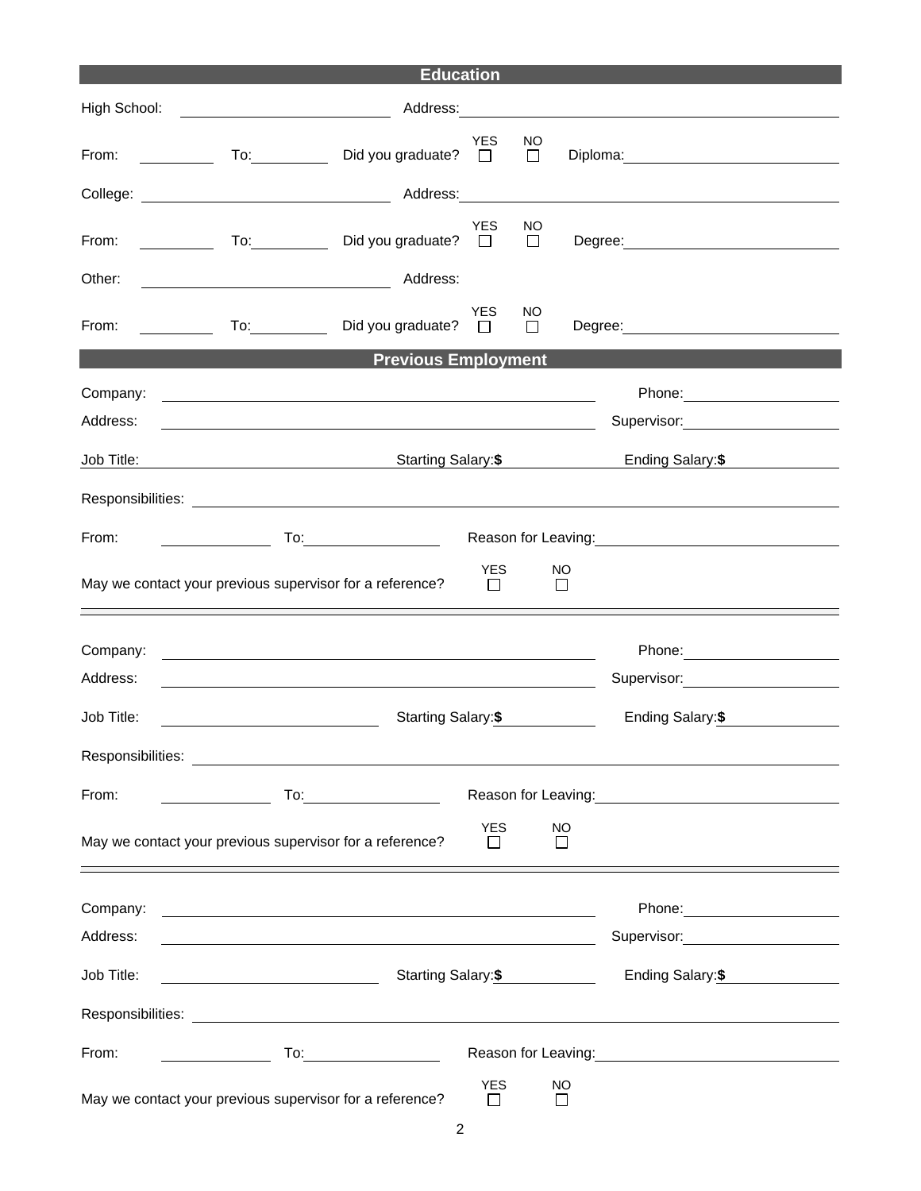## Education

High School: ______________________ Address: ______________________

From: ________ To: ________ Did you graduate? YES ☐ NO ☐ Diploma: ______________________

College: ______________________ Address: ______________________

From: ________ To: ________ Did you graduate? YES ☐ NO ☐ Degree: ______________________

Other: ______________________ Address:

From: ________ To: ________ Did you graduate? YES ☐ NO ☐ Degree: ______________________

## Previous Employment

Company: ______________________ Phone: ______________________

Address: ______________________ Supervisor: ______________________

Job Title: ______________________ Starting Salary:**$** ________ Ending Salary:**$** ________

Responsibilities: ______________________

From: ________ To: ________ Reason for Leaving: ______________________

May we contact your previous supervisor for a reference? YES ☐ NO ☐

---

Company: ______________________ Phone: ______________________

Address: ______________________ Supervisor: ______________________

Job Title: ______________________ Starting Salary:**$** ________ Ending Salary:**$** ________

Responsibilities: ______________________

From: ________ To: ________ Reason for Leaving: ______________________

May we contact your previous supervisor for a reference? YES ☐ NO ☐

---

Company: ______________________ Phone: ______________________

Address: ______________________ Supervisor: ______________________

Job Title: ______________________ Starting Salary:**$** ________ Ending Salary:**$** ________

Responsibilities: ______________________

From: ________ To: ________ Reason for Leaving: ______________________

May we contact your previous supervisor for a reference? YES ☐ NO ☐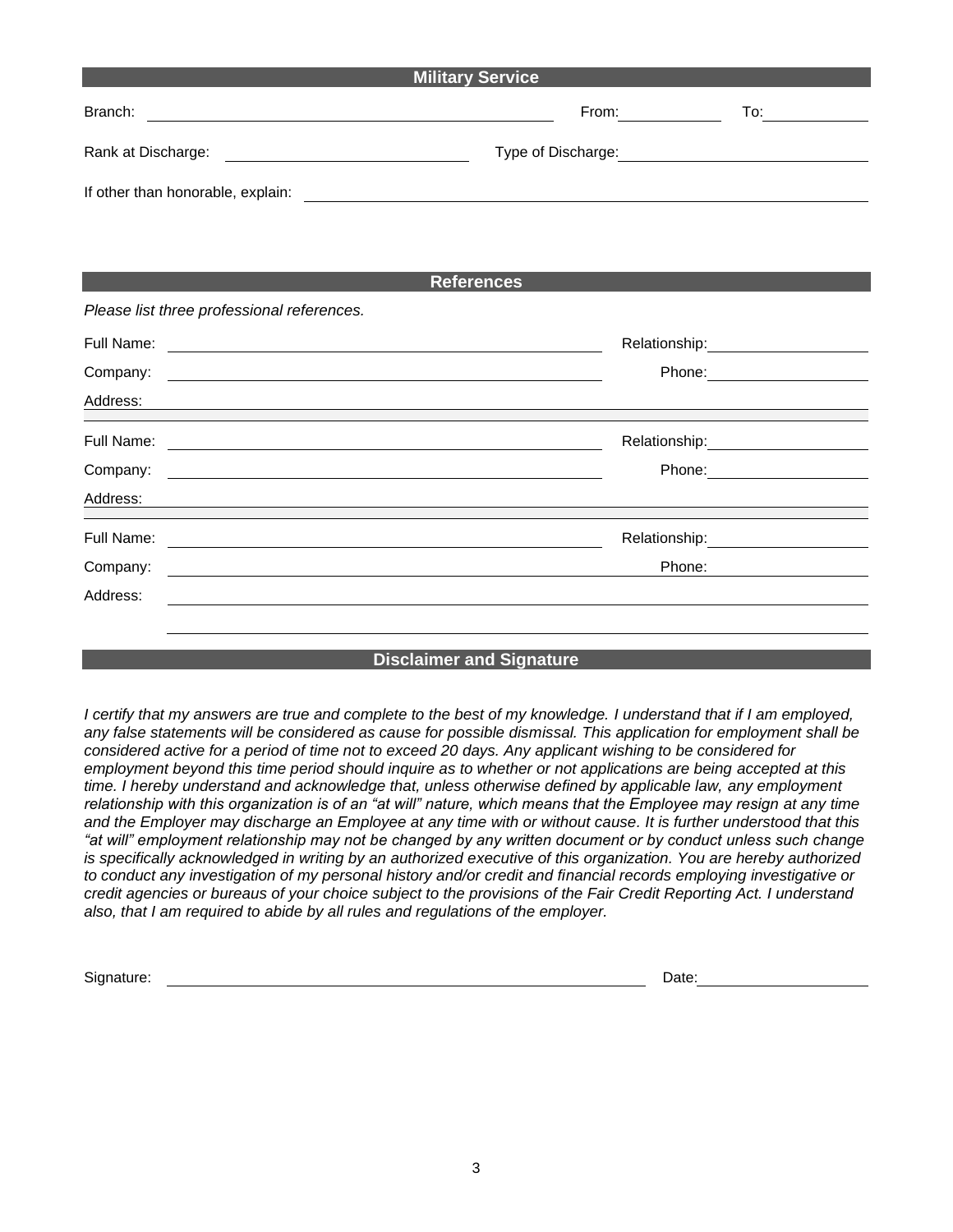## Military Service

Branch: \_\_\_\_\_\_\_\_\_\_\_\_\_\_\_\_\_\_\_\_\_\_\_\_ From: \_\_\_\_\_\_\_\_\_\_ To: \_\_\_\_\_\_\_\_\_\_

Rank at Discharge: \_\_\_\_\_\_\_\_\_\_\_\_\_\_\_\_\_\_\_\_ Type of Discharge: \_\_\_\_\_\_\_\_\_\_\_\_\_\_\_\_\_\_\_\_

If other than honorable, explain: \_\_\_\_\_\_\_\_\_\_\_\_\_\_\_\_\_\_\_\_\_\_\_\_\_\_\_\_\_\_\_\_\_\_\_\_\_\_\_\_

## References

*Please list three professional references.*

Full Name: \_\_\_\_\_\_\_\_\_\_\_\_\_\_\_\_\_\_\_\_\_\_\_\_ Relationship: \_\_\_\_\_\_\_\_\_\_\_\_\_\_\_\_

Company: \_\_\_\_\_\_\_\_\_\_\_\_\_\_\_\_\_\_\_\_\_\_\_\_ Phone: \_\_\_\_\_\_\_\_\_\_\_\_\_\_\_\_

Address: \_\_\_\_\_\_\_\_\_\_\_\_\_\_\_\_\_\_\_\_\_\_\_\_\_\_\_\_\_\_\_\_\_\_\_\_\_\_\_\_

Full Name: \_\_\_\_\_\_\_\_\_\_\_\_\_\_\_\_\_\_\_\_\_\_\_\_ Relationship: \_\_\_\_\_\_\_\_\_\_\_\_\_\_\_\_

Company: \_\_\_\_\_\_\_\_\_\_\_\_\_\_\_\_\_\_\_\_\_\_\_\_ Phone: \_\_\_\_\_\_\_\_\_\_\_\_\_\_\_\_

Address: \_\_\_\_\_\_\_\_\_\_\_\_\_\_\_\_\_\_\_\_\_\_\_\_\_\_\_\_\_\_\_\_\_\_\_\_\_\_\_\_

Full Name: \_\_\_\_\_\_\_\_\_\_\_\_\_\_\_\_\_\_\_\_\_\_\_\_ Relationship: \_\_\_\_\_\_\_\_\_\_\_\_\_\_\_\_

Company: \_\_\_\_\_\_\_\_\_\_\_\_\_\_\_\_\_\_\_\_\_\_\_\_ Phone: \_\_\_\_\_\_\_\_\_\_\_\_\_\_\_\_

Address: \_\_\_\_\_\_\_\_\_\_\_\_\_\_\_\_\_\_\_\_\_\_\_\_\_\_\_\_\_\_\_\_\_\_\_\_\_\_\_\_

## Disclaimer and Signature

*I certify that my answers are true and complete to the best of my knowledge. I understand that if I am employed, any false statements will be considered as cause for possible dismissal. This application for employment shall be considered active for a period of time not to exceed 20 days. Any applicant wishing to be considered for employment beyond this time period should inquire as to whether or not applications are being accepted at this time. I hereby understand and acknowledge that, unless otherwise defined by applicable law, any employment relationship with this organization is of an "at will" nature, which means that the Employee may resign at any time and the Employer may discharge an Employee at any time with or without cause. It is further understood that this "at will" employment relationship may not be changed by any written document or by conduct unless such change is specifically acknowledged in writing by an authorized executive of this organization. You are hereby authorized to conduct any investigation of my personal history and/or credit and financial records employing investigative or credit agencies or bureaus of your choice subject to the provisions of the Fair Credit Reporting Act. I understand also, that I am required to abide by all rules and regulations of the employer.*

Signature: \_\_\_\_\_\_\_\_\_\_\_\_\_\_\_\_\_\_\_\_\_\_\_\_\_\_\_\_\_\_\_\_ Date: \_\_\_\_\_\_\_\_\_\_\_\_\_\_\_\_